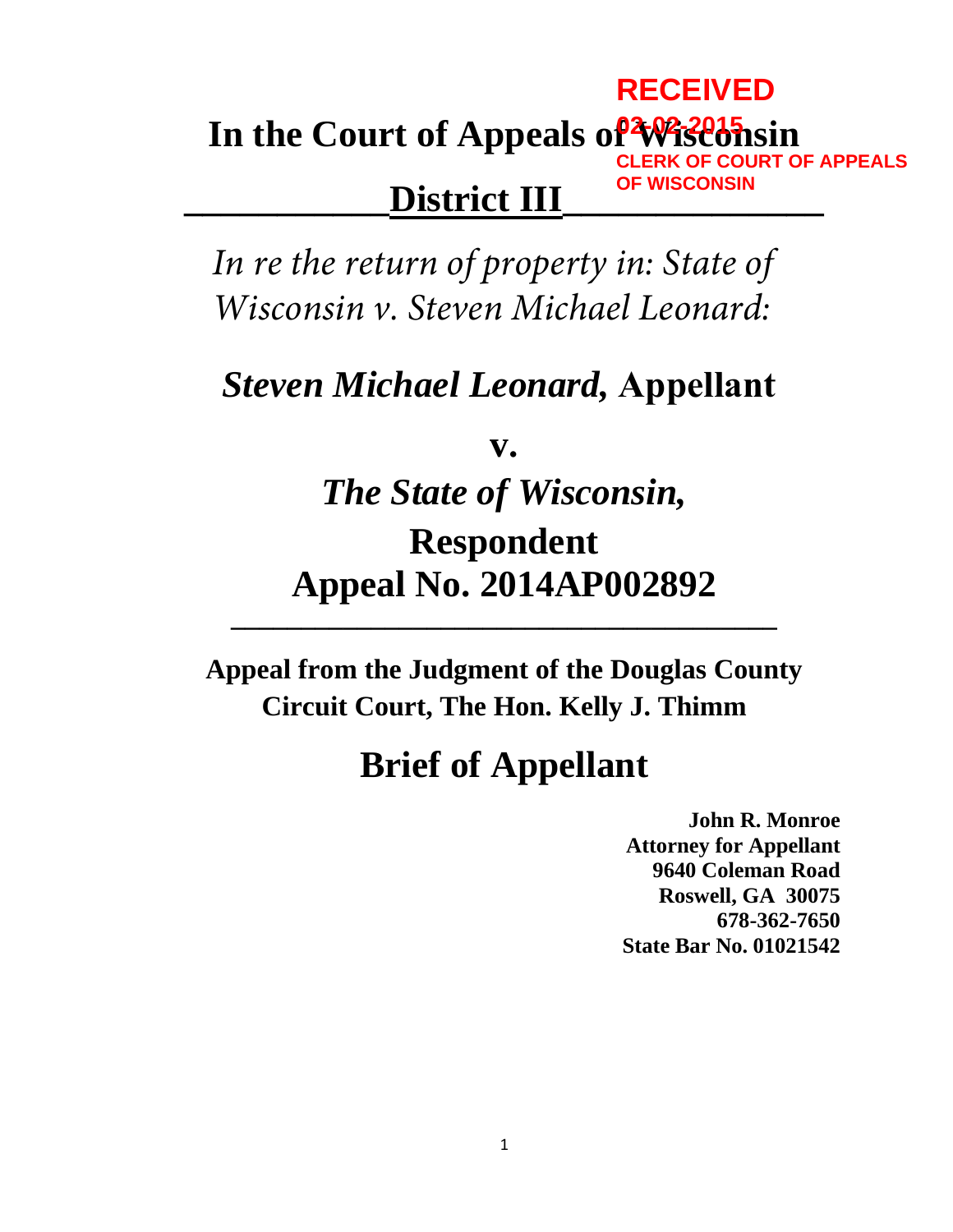RECEIVED

02-02-2015

CLERK OF COURT OF APPEALS OF WISCONSIN

# In the Court of Appeals of Wisconsin

## District III

*In re the return of property in: State of Wisconsin v. Steven Michael Leonard:*

## *Steven Michael Leonard,* Appellant

**v.**

## *The State of Wisconsin,*

## Respondent

## Appeal No. 2014AP002892

---

**Appeal from the Judgment of the Douglas County Circuit Court, The Hon. Kelly J. Thimm**

# Brief of Appellant

**John R. Monroe**
**Attorney for Appellant**
**9640 Coleman Road**
**Roswell, GA 30075**
**678-362-7650**
**State Bar No. 01021542**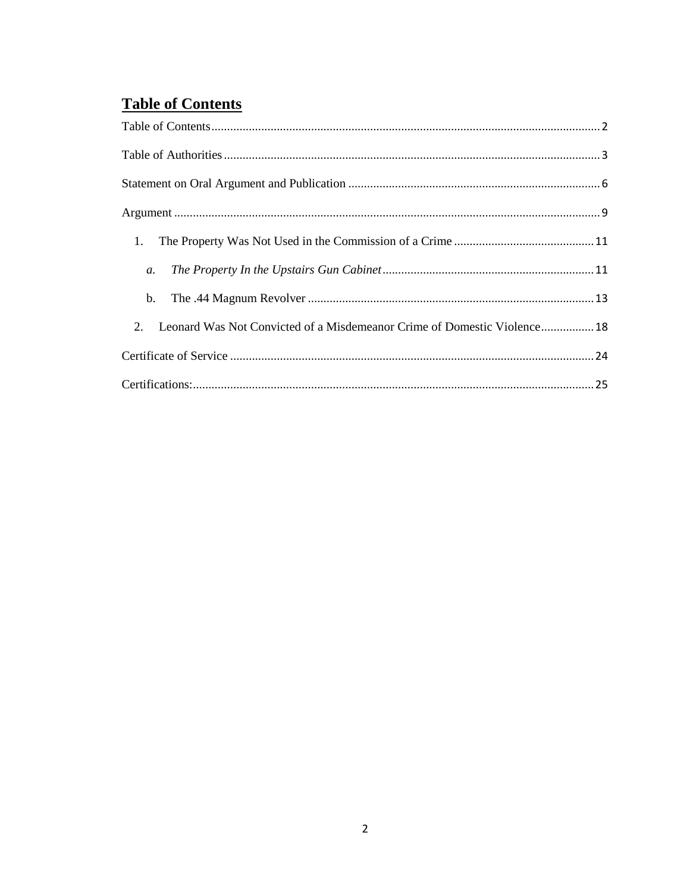# Table of Contents

Table of Contents ........................................................................................................................ 2

Table of Authorities ..................................................................................................................... 3

Statement on Oral Argument and Publication ............................................................................... 6

Argument ..................................................................................................................................... 9

1. The Property Was Not Used in the Commission of a Crime ............................................. 11

   a. *The Property In the Upstairs Gun Cabinet* .................................................................. 11

   b. The .44 Magnum Revolver .......................................................................................... 13

2. Leonard Was Not Convicted of a Misdemeanor Crime of Domestic Violence ................. 18

Certificate of Service .................................................................................................................. 24

Certifications: .............................................................................................................................. 25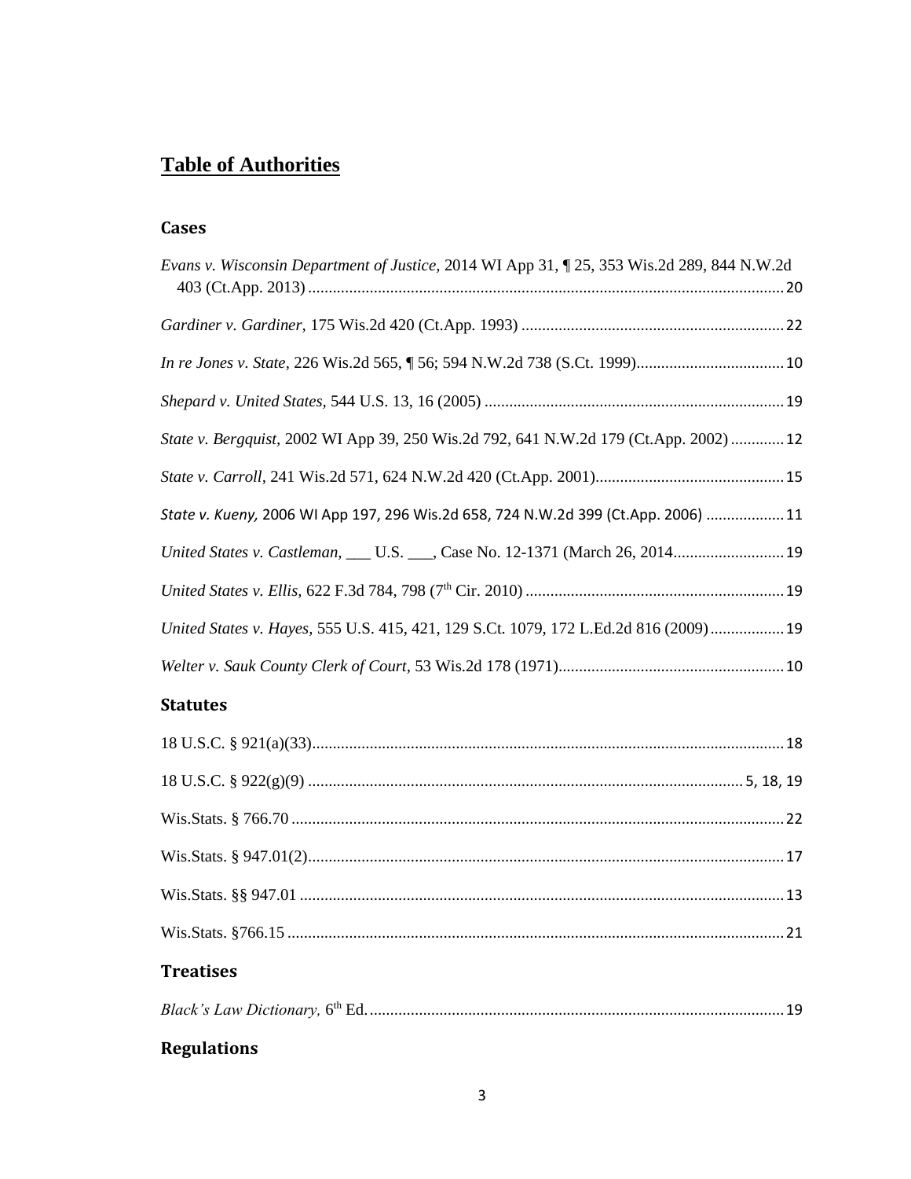## **Table of Authorities**

### Cases

*Evans v. Wisconsin Department of Justice,* 2014 WI App 31, ¶ 25, 353 Wis.2d 289, 844 N.W.2d 403 (Ct.App. 2013) .................................................................................................................... 20

*Gardiner v. Gardiner,* 175 Wis.2d 420 (Ct.App. 1993) ................................................................ 22

*In re Jones v. State*, 226 Wis.2d 565, ¶ 56; 594 N.W.2d 738 (S.Ct. 1999).................................... 10

*Shepard v. United States,* 544 U.S. 13, 16 (2005) ......................................................................... 19

*State v. Bergquist*, 2002 WI App 39, 250 Wis.2d 792, 641 N.W.2d 179 (Ct.App. 2002) ............. 12

*State v. Carroll,* 241 Wis.2d 571, 624 N.W.2d 420 (Ct.App. 2001).............................................. 15

*State v. Kueny,* 2006 WI App 197, 296 Wis.2d 658, 724 N.W.2d 399 (Ct.App. 2006) ................... 11

*United States v. Castleman,* ___ U.S. ___, Case No. 12-1371 (March 26, 2014........................... 19

*United States v. Ellis,* 622 F.3d 784, 798 (7th Cir. 2010) ............................................................... 19

*United States v. Hayes,* 555 U.S. 415, 421, 129 S.Ct. 1079, 172 L.Ed.2d 816 (2009).................. 19

*Welter v. Sauk County Clerk of Court*, 53 Wis.2d 178 (1971)....................................................... 10

### Statutes

18 U.S.C. § 921(a)(33)................................................................................................................... 18

18 U.S.C. § 922(g)(9) ........................................................................................................ 5, 18, 19

Wis.Stats. § 766.70 ........................................................................................................................ 22

Wis.Stats. § 947.01(2).................................................................................................................... 17

Wis.Stats. §§ 947.01 ...................................................................................................................... 13

Wis.Stats. §766.15 ......................................................................................................................... 21

### Treatises

*Black's Law Dictionary,* 6th Ed. ..................................................................................................... 19

### Regulations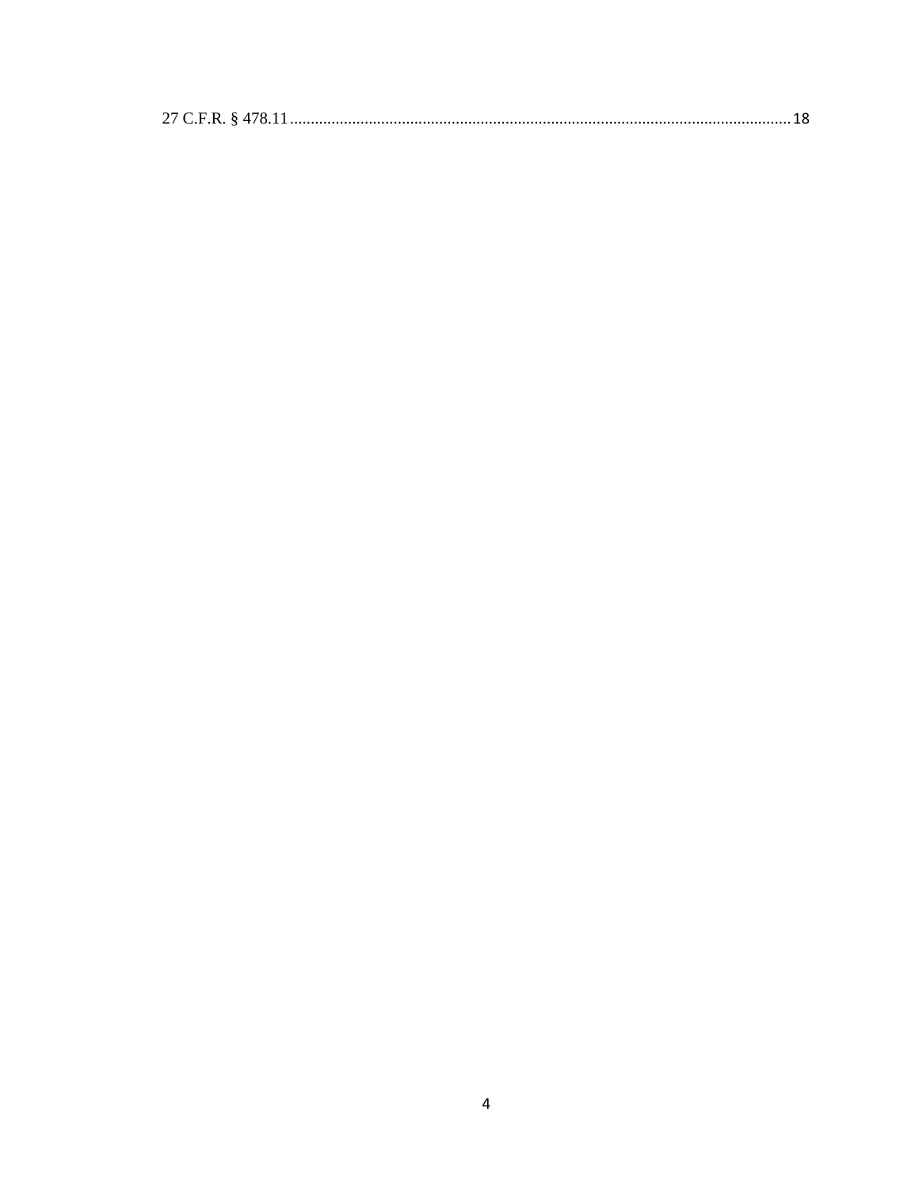27 C.F.R. § 478.11 ........................................................................................................................ 18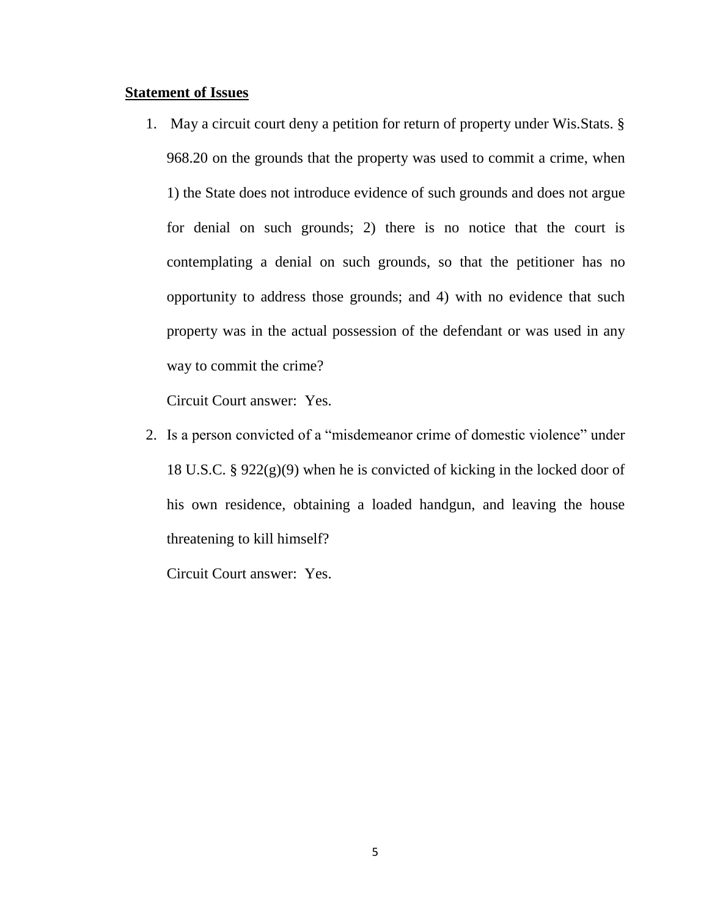**Statement of Issues**

1. May a circuit court deny a petition for return of property under Wis.Stats. § 968.20 on the grounds that the property was used to commit a crime, when 1) the State does not introduce evidence of such grounds and does not argue for denial on such grounds; 2) there is no notice that the court is contemplating a denial on such grounds, so that the petitioner has no opportunity to address those grounds; and 4) with no evidence that such property was in the actual possession of the defendant or was used in any way to commit the crime?

   Circuit Court answer: Yes.

2. Is a person convicted of a "misdemeanor crime of domestic violence" under 18 U.S.C. § 922(g)(9) when he is convicted of kicking in the locked door of his own residence, obtaining a loaded handgun, and leaving the house threatening to kill himself?

   Circuit Court answer: Yes.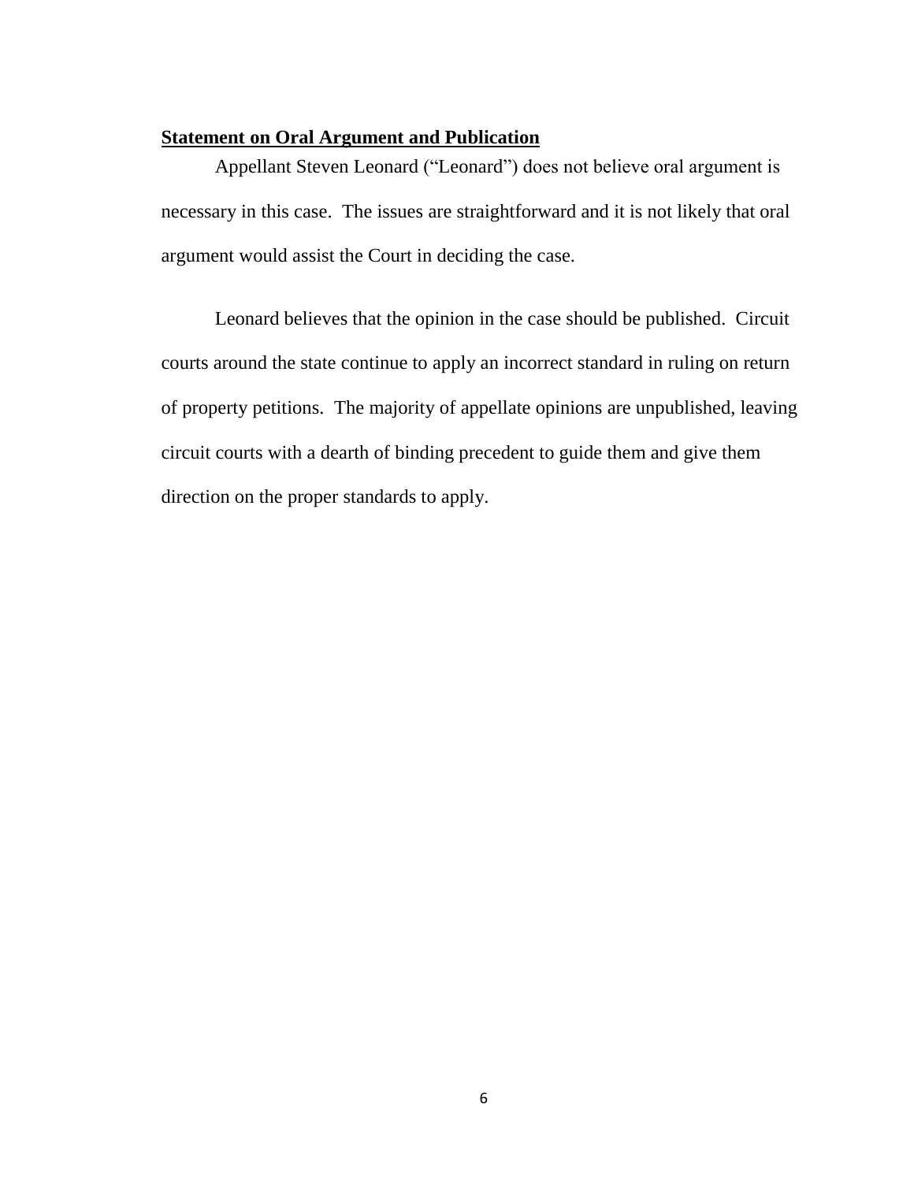**Statement on Oral Argument and Publication**

Appellant Steven Leonard (“Leonard”) does not believe oral argument is necessary in this case. The issues are straightforward and it is not likely that oral argument would assist the Court in deciding the case.

Leonard believes that the opinion in the case should be published. Circuit courts around the state continue to apply an incorrect standard in ruling on return of property petitions. The majority of appellate opinions are unpublished, leaving circuit courts with a dearth of binding precedent to guide them and give them direction on the proper standards to apply.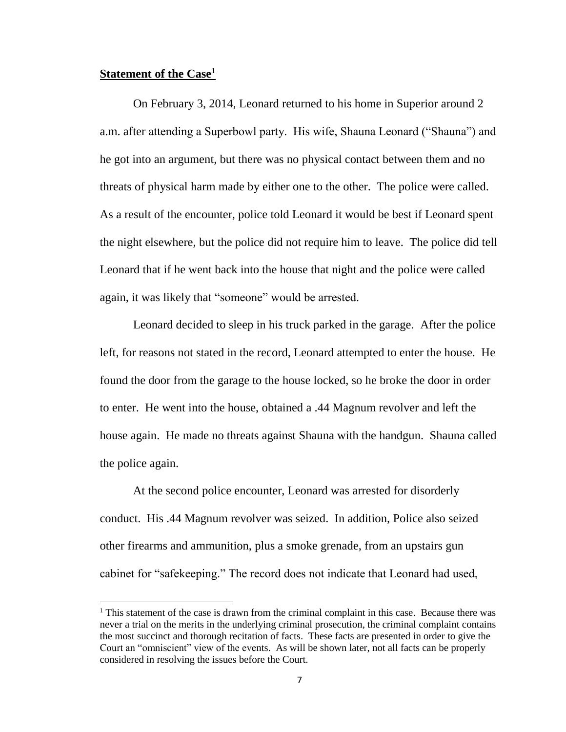**Statement of the Case[1]**

On February 3, 2014, Leonard returned to his home in Superior around 2 a.m. after attending a Superbowl party. His wife, Shauna Leonard ("Shauna") and he got into an argument, but there was no physical contact between them and no threats of physical harm made by either one to the other. The police were called. As a result of the encounter, police told Leonard it would be best if Leonard spent the night elsewhere, but the police did not require him to leave. The police did tell Leonard that if he went back into the house that night and the police were called again, it was likely that "someone" would be arrested.

Leonard decided to sleep in his truck parked in the garage. After the police left, for reasons not stated in the record, Leonard attempted to enter the house. He found the door from the garage to the house locked, so he broke the door in order to enter. He went into the house, obtained a .44 Magnum revolver and left the house again. He made no threats against Shauna with the handgun. Shauna called the police again.

At the second police encounter, Leonard was arrested for disorderly conduct. His .44 Magnum revolver was seized. In addition, Police also seized other firearms and ammunition, plus a smoke grenade, from an upstairs gun cabinet for "safekeeping." The record does not indicate that Leonard had used,

[1] This statement of the case is drawn from the criminal complaint in this case. Because there was never a trial on the merits in the underlying criminal prosecution, the criminal complaint contains the most succinct and thorough recitation of facts. These facts are presented in order to give the Court an "omniscient" view of the events. As will be shown later, not all facts can be properly considered in resolving the issues before the Court.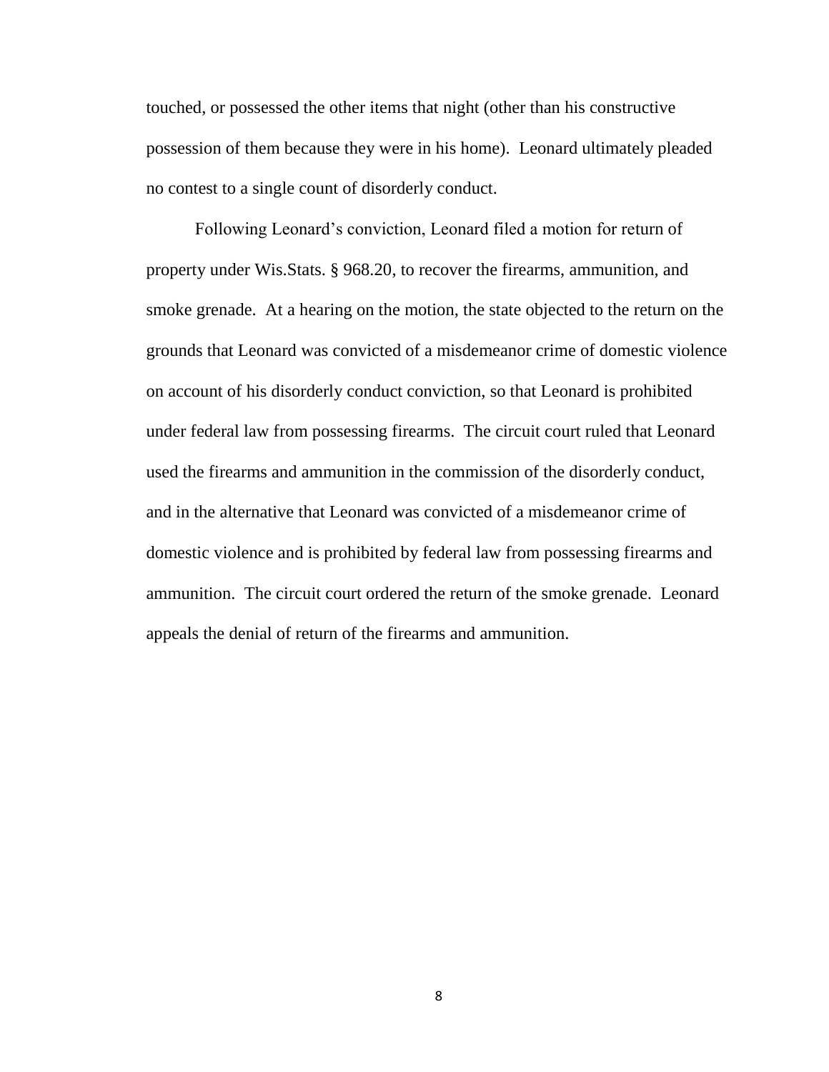touched, or possessed the other items that night (other than his constructive possession of them because they were in his home). Leonard ultimately pleaded no contest to a single count of disorderly conduct.

Following Leonard's conviction, Leonard filed a motion for return of property under Wis.Stats. § 968.20, to recover the firearms, ammunition, and smoke grenade. At a hearing on the motion, the state objected to the return on the grounds that Leonard was convicted of a misdemeanor crime of domestic violence on account of his disorderly conduct conviction, so that Leonard is prohibited under federal law from possessing firearms. The circuit court ruled that Leonard used the firearms and ammunition in the commission of the disorderly conduct, and in the alternative that Leonard was convicted of a misdemeanor crime of domestic violence and is prohibited by federal law from possessing firearms and ammunition. The circuit court ordered the return of the smoke grenade. Leonard appeals the denial of return of the firearms and ammunition.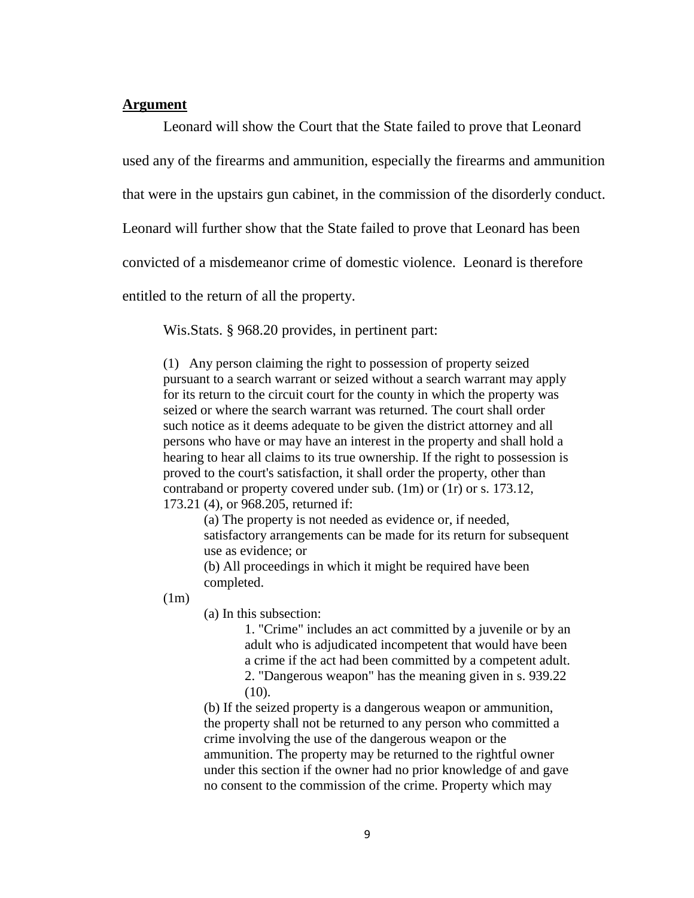**Argument**

Leonard will show the Court that the State failed to prove that Leonard used any of the firearms and ammunition, especially the firearms and ammunition that were in the upstairs gun cabinet, in the commission of the disorderly conduct. Leonard will further show that the State failed to prove that Leonard has been convicted of a misdemeanor crime of domestic violence. Leonard is therefore entitled to the return of all the property.

Wis.Stats. § 968.20 provides, in pertinent part:

> (1) Any person claiming the right to possession of property seized pursuant to a search warrant or seized without a search warrant may apply for its return to the circuit court for the county in which the property was seized or where the search warrant was returned. The court shall order such notice as it deems adequate to be given the district attorney and all persons who have or may have an interest in the property and shall hold a hearing to hear all claims to its true ownership. If the right to possession is proved to the court's satisfaction, it shall order the property, other than contraband or property covered under sub. (1m) or (1r) or s. 173.12, 173.21 (4), or 968.205, returned if:
>
> > (a) The property is not needed as evidence or, if needed, satisfactory arrangements can be made for its return for subsequent use as evidence; or
> >
> > (b) All proceedings in which it might be required have been completed.
>
> (1m)
>
> > (a) In this subsection:
> >
> > > 1. "Crime" includes an act committed by a juvenile or by an adult who is adjudicated incompetent that would have been a crime if the act had been committed by a competent adult.
> > > 2. "Dangerous weapon" has the meaning given in s. 939.22 (10).
> >
> > (b) If the seized property is a dangerous weapon or ammunition, the property shall not be returned to any person who committed a crime involving the use of the dangerous weapon or the ammunition. The property may be returned to the rightful owner under this section if the owner had no prior knowledge of and gave no consent to the commission of the crime. Property which may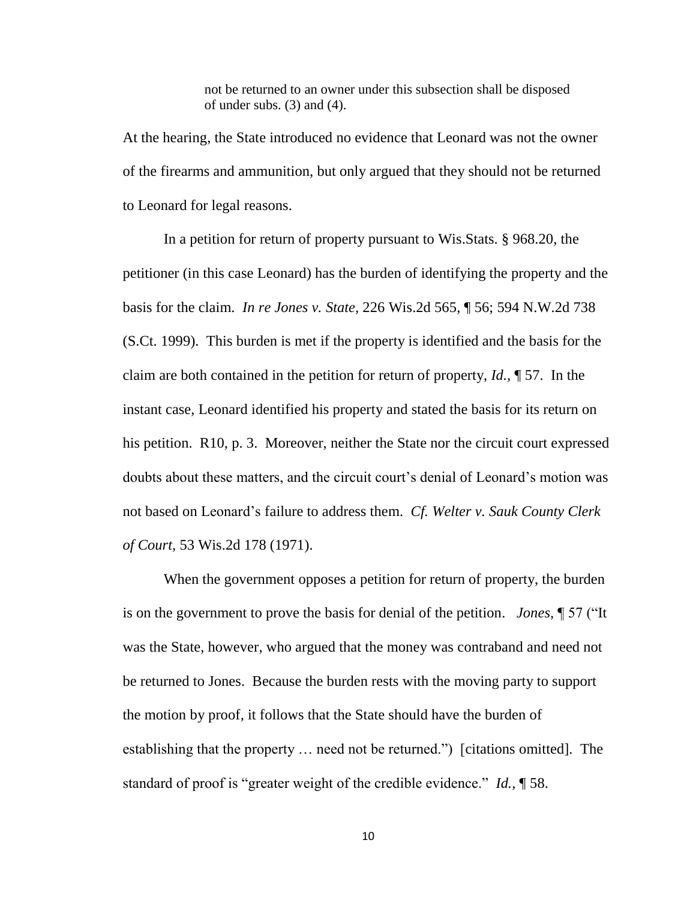> not be returned to an owner under this subsection shall be disposed of under subs. (3) and (4).

At the hearing, the State introduced no evidence that Leonard was not the owner of the firearms and ammunition, but only argued that they should not be returned to Leonard for legal reasons.

In a petition for return of property pursuant to Wis.Stats. § 968.20, the petitioner (in this case Leonard) has the burden of identifying the property and the basis for the claim. *In re Jones v. State,* 226 Wis.2d 565, ¶ 56; 594 N.W.2d 738 (S.Ct. 1999). This burden is met if the property is identified and the basis for the claim are both contained in the petition for return of property, *Id.,* ¶ 57. In the instant case, Leonard identified his property and stated the basis for its return on his petition. R10, p. 3. Moreover, neither the State nor the circuit court expressed doubts about these matters, and the circuit court's denial of Leonard's motion was not based on Leonard's failure to address them. *Cf. Welter v. Sauk County Clerk of Court,* 53 Wis.2d 178 (1971).

When the government opposes a petition for return of property, the burden is on the government to prove the basis for denial of the petition. *Jones,* ¶ 57 ("It was the State, however, who argued that the money was contraband and need not be returned to Jones. Because the burden rests with the moving party to support the motion by proof, it follows that the State should have the burden of establishing that the property … need not be returned.") [citations omitted]. The standard of proof is "greater weight of the credible evidence." *Id.,* ¶ 58.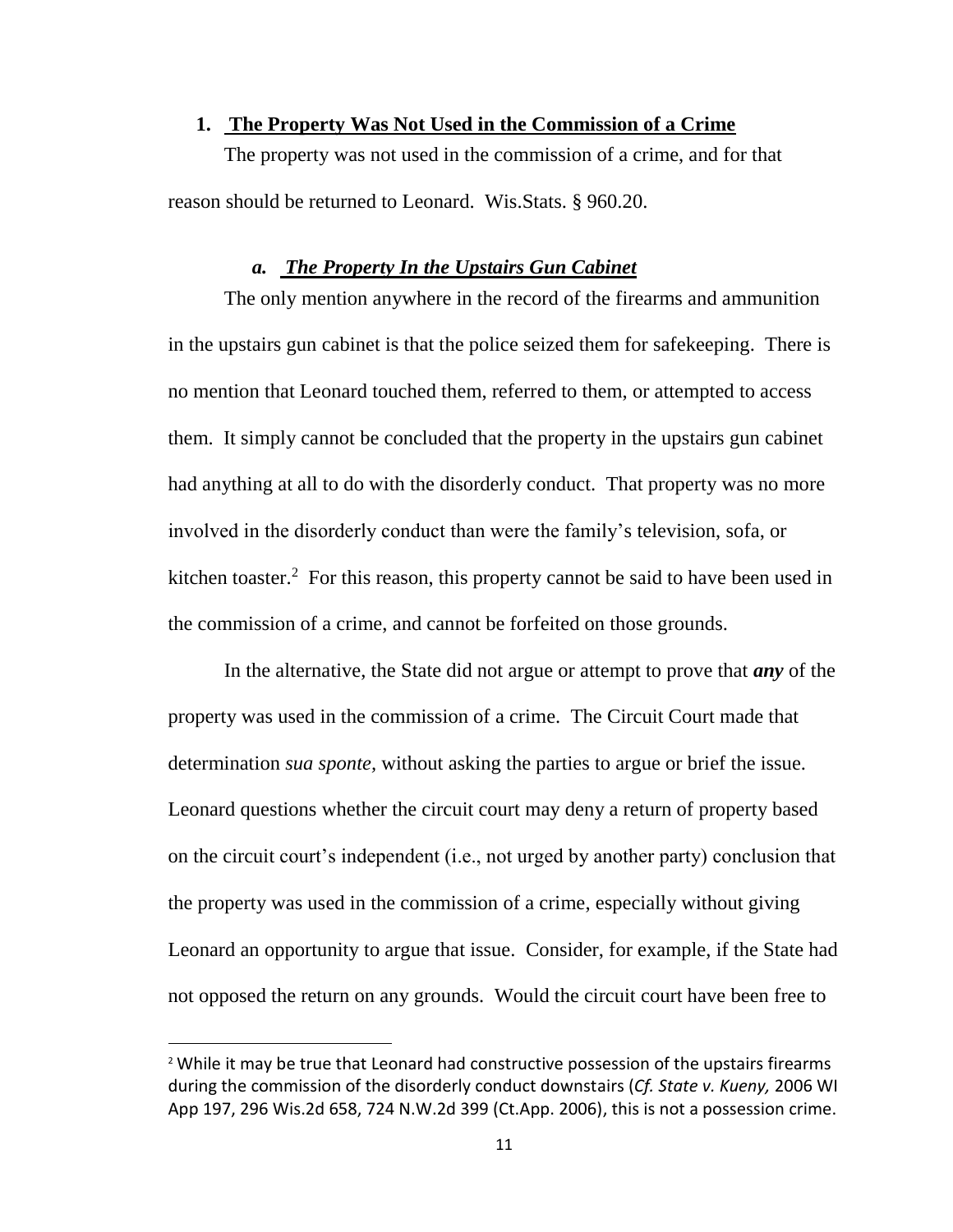## 1. <u>The Property Was Not Used in the Commission of a Crime</u>

The property was not used in the commission of a crime, and for that reason should be returned to Leonard. Wis.Stats. § 960.20.

### *a. <u>The Property In the Upstairs Gun Cabinet</u>*

The only mention anywhere in the record of the firearms and ammunition in the upstairs gun cabinet is that the police seized them for safekeeping. There is no mention that Leonard touched them, referred to them, or attempted to access them. It simply cannot be concluded that the property in the upstairs gun cabinet had anything at all to do with the disorderly conduct. That property was no more involved in the disorderly conduct than were the family's television, sofa, or kitchen toaster.[2] For this reason, this property cannot be said to have been used in the commission of a crime, and cannot be forfeited on those grounds.

In the alternative, the State did not argue or attempt to prove that ***any*** of the property was used in the commission of a crime. The Circuit Court made that determination *sua sponte*, without asking the parties to argue or brief the issue. Leonard questions whether the circuit court may deny a return of property based on the circuit court's independent (i.e., not urged by another party) conclusion that the property was used in the commission of a crime, especially without giving Leonard an opportunity to argue that issue. Consider, for example, if the State had not opposed the return on any grounds. Would the circuit court have been free to

---

[2] While it may be true that Leonard had constructive possession of the upstairs firearms during the commission of the disorderly conduct downstairs (*Cf. State v. Kueny,* 2006 WI App 197, 296 Wis.2d 658, 724 N.W.2d 399 (Ct.App. 2006), this is not a possession crime.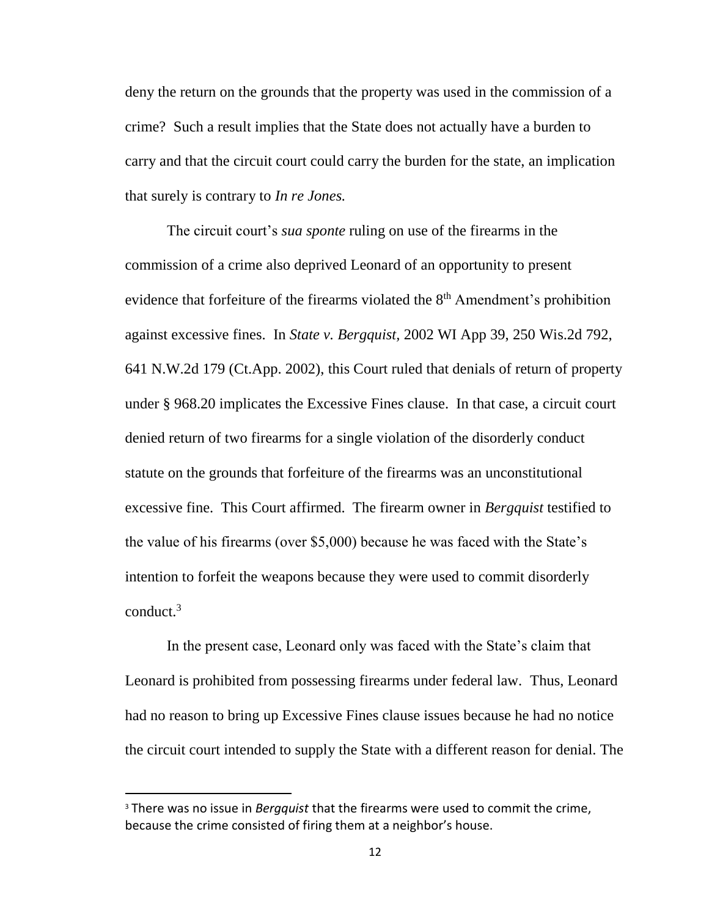deny the return on the grounds that the property was used in the commission of a crime? Such a result implies that the State does not actually have a burden to carry and that the circuit court could carry the burden for the state, an implication that surely is contrary to *In re Jones.*

The circuit court's *sua sponte* ruling on use of the firearms in the commission of a crime also deprived Leonard of an opportunity to present evidence that forfeiture of the firearms violated the 8th Amendment's prohibition against excessive fines. In *State v. Bergquist,* 2002 WI App 39, 250 Wis.2d 792, 641 N.W.2d 179 (Ct.App. 2002), this Court ruled that denials of return of property under § 968.20 implicates the Excessive Fines clause. In that case, a circuit court denied return of two firearms for a single violation of the disorderly conduct statute on the grounds that forfeiture of the firearms was an unconstitutional excessive fine. This Court affirmed. The firearm owner in *Bergquist* testified to the value of his firearms (over $5,000) because he was faced with the State's intention to forfeit the weapons because they were used to commit disorderly conduct.[3]

In the present case, Leonard only was faced with the State's claim that Leonard is prohibited from possessing firearms under federal law. Thus, Leonard had no reason to bring up Excessive Fines clause issues because he had no notice the circuit court intended to supply the State with a different reason for denial. The

---

[3] There was no issue in *Bergquist* that the firearms were used to commit the crime, because the crime consisted of firing them at a neighbor's house.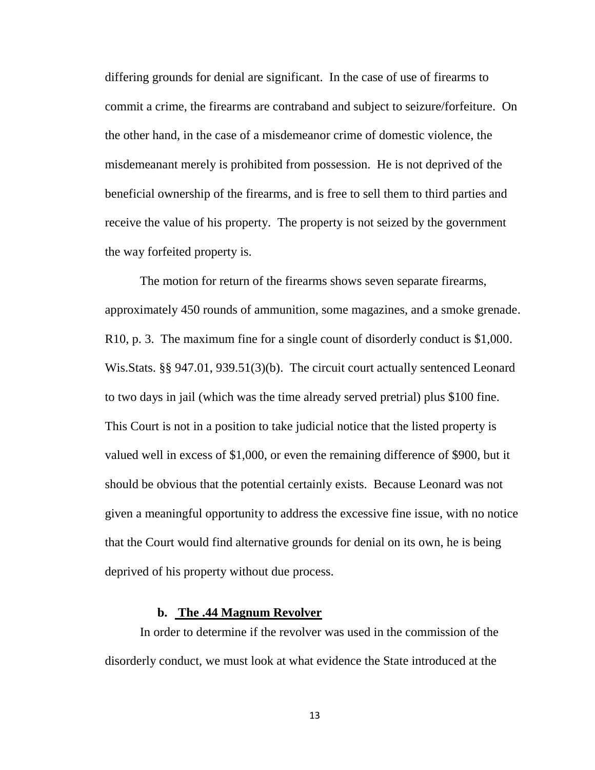differing grounds for denial are significant. In the case of use of firearms to commit a crime, the firearms are contraband and subject to seizure/forfeiture. On the other hand, in the case of a misdemeanor crime of domestic violence, the misdemeanant merely is prohibited from possession. He is not deprived of the beneficial ownership of the firearms, and is free to sell them to third parties and receive the value of his property. The property is not seized by the government the way forfeited property is.

The motion for return of the firearms shows seven separate firearms, approximately 450 rounds of ammunition, some magazines, and a smoke grenade. R10, p. 3. The maximum fine for a single count of disorderly conduct is $1,000. Wis.Stats. §§ 947.01, 939.51(3)(b). The circuit court actually sentenced Leonard to two days in jail (which was the time already served pretrial) plus $100 fine. This Court is not in a position to take judicial notice that the listed property is valued well in excess of $1,000, or even the remaining difference of $900, but it should be obvious that the potential certainly exists. Because Leonard was not given a meaningful opportunity to address the excessive fine issue, with no notice that the Court would find alternative grounds for denial on its own, he is being deprived of his property without due process.

**b. The .44 Magnum Revolver**

In order to determine if the revolver was used in the commission of the disorderly conduct, we must look at what evidence the State introduced at the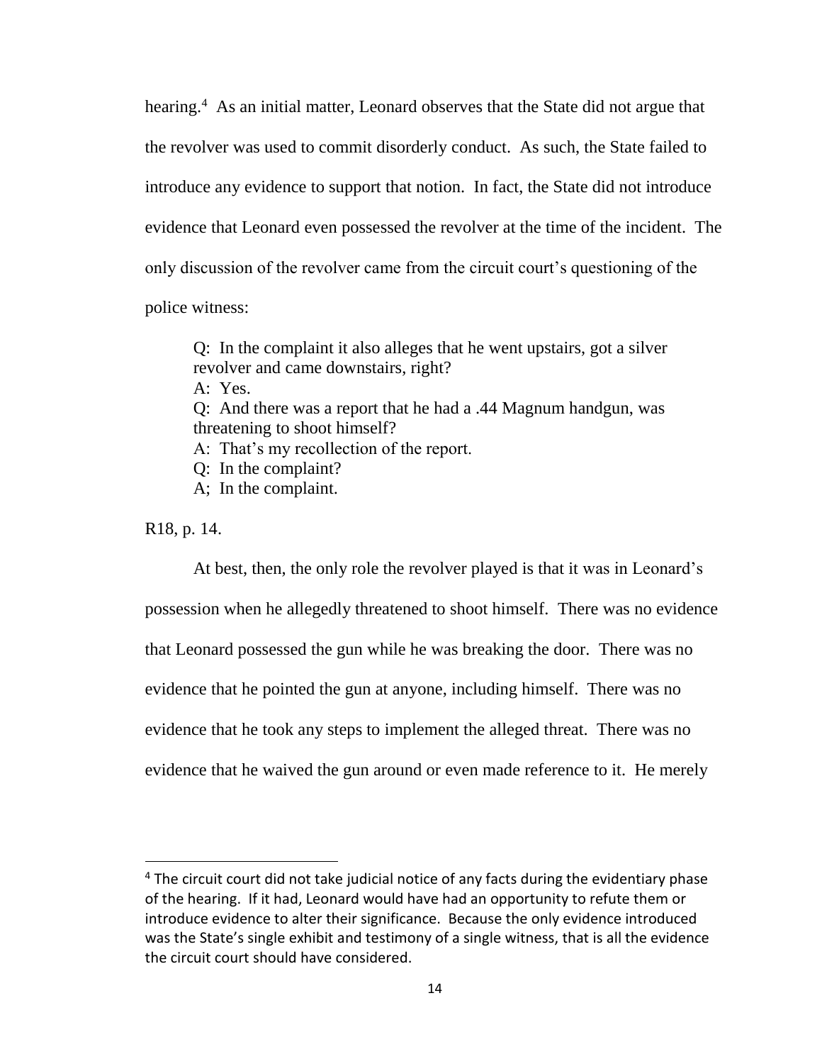hearing.[4] As an initial matter, Leonard observes that the State did not argue that the revolver was used to commit disorderly conduct. As such, the State failed to introduce any evidence to support that notion. In fact, the State did not introduce evidence that Leonard even possessed the revolver at the time of the incident. The only discussion of the revolver came from the circuit court's questioning of the police witness:

> Q: In the complaint it also alleges that he went upstairs, got a silver revolver and came downstairs, right?
> A: Yes.
> Q: And there was a report that he had a .44 Magnum handgun, was threatening to shoot himself?
> A: That's my recollection of the report.
> Q: In the complaint?
> A; In the complaint.

R18, p. 14.

At best, then, the only role the revolver played is that it was in Leonard's possession when he allegedly threatened to shoot himself. There was no evidence that Leonard possessed the gun while he was breaking the door. There was no evidence that he pointed the gun at anyone, including himself. There was no evidence that he took any steps to implement the alleged threat. There was no evidence that he waived the gun around or even made reference to it. He merely

[4] The circuit court did not take judicial notice of any facts during the evidentiary phase of the hearing. If it had, Leonard would have had an opportunity to refute them or introduce evidence to alter their significance. Because the only evidence introduced was the State's single exhibit and testimony of a single witness, that is all the evidence the circuit court should have considered.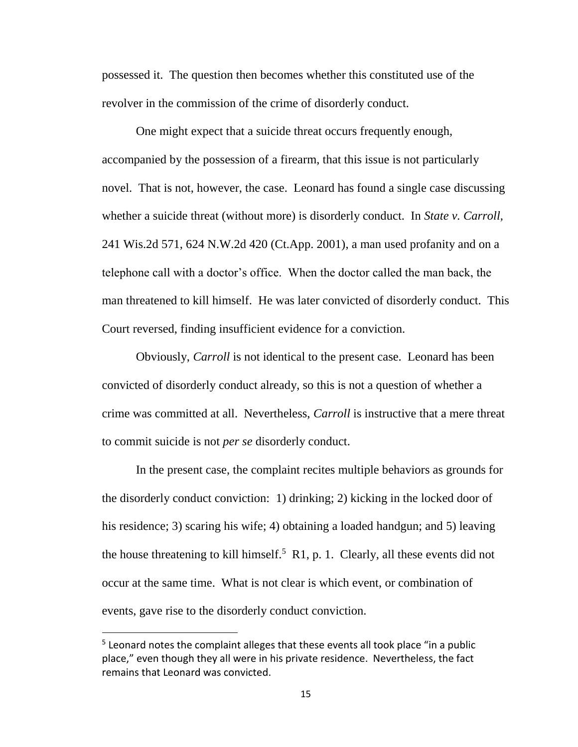possessed it. The question then becomes whether this constituted use of the revolver in the commission of the crime of disorderly conduct.

One might expect that a suicide threat occurs frequently enough, accompanied by the possession of a firearm, that this issue is not particularly novel. That is not, however, the case. Leonard has found a single case discussing whether a suicide threat (without more) is disorderly conduct. In *State v. Carroll*, 241 Wis.2d 571, 624 N.W.2d 420 (Ct.App. 2001), a man used profanity and on a telephone call with a doctor's office. When the doctor called the man back, the man threatened to kill himself. He was later convicted of disorderly conduct. This Court reversed, finding insufficient evidence for a conviction.

Obviously, *Carroll* is not identical to the present case. Leonard has been convicted of disorderly conduct already, so this is not a question of whether a crime was committed at all. Nevertheless, *Carroll* is instructive that a mere threat to commit suicide is not *per se* disorderly conduct.

In the present case, the complaint recites multiple behaviors as grounds for the disorderly conduct conviction: 1) drinking; 2) kicking in the locked door of his residence; 3) scaring his wife; 4) obtaining a loaded handgun; and 5) leaving the house threatening to kill himself.[5] R1, p. 1. Clearly, all these events did not occur at the same time. What is not clear is which event, or combination of events, gave rise to the disorderly conduct conviction.

[5] Leonard notes the complaint alleges that these events all took place "in a public place," even though they all were in his private residence. Nevertheless, the fact remains that Leonard was convicted.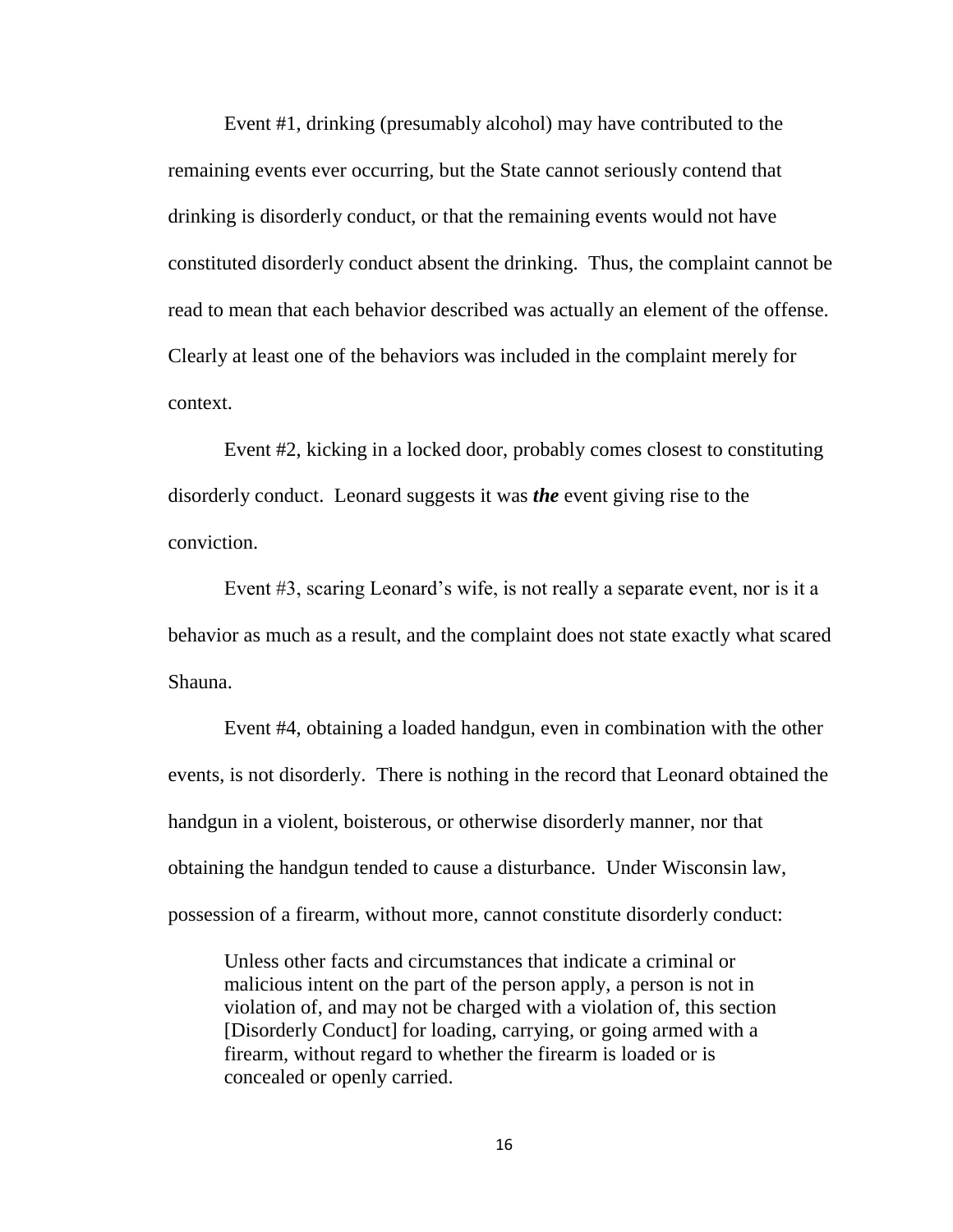Event #1, drinking (presumably alcohol) may have contributed to the remaining events ever occurring, but the State cannot seriously contend that drinking is disorderly conduct, or that the remaining events would not have constituted disorderly conduct absent the drinking. Thus, the complaint cannot be read to mean that each behavior described was actually an element of the offense. Clearly at least one of the behaviors was included in the complaint merely for context.

Event #2, kicking in a locked door, probably comes closest to constituting disorderly conduct. Leonard suggests it was ***the*** event giving rise to the conviction.

Event #3, scaring Leonard's wife, is not really a separate event, nor is it a behavior as much as a result, and the complaint does not state exactly what scared Shauna.

Event #4, obtaining a loaded handgun, even in combination with the other events, is not disorderly. There is nothing in the record that Leonard obtained the handgun in a violent, boisterous, or otherwise disorderly manner, nor that obtaining the handgun tended to cause a disturbance. Under Wisconsin law, possession of a firearm, without more, cannot constitute disorderly conduct:

> Unless other facts and circumstances that indicate a criminal or malicious intent on the part of the person apply, a person is not in violation of, and may not be charged with a violation of, this section [Disorderly Conduct] for loading, carrying, or going armed with a firearm, without regard to whether the firearm is loaded or is concealed or openly carried.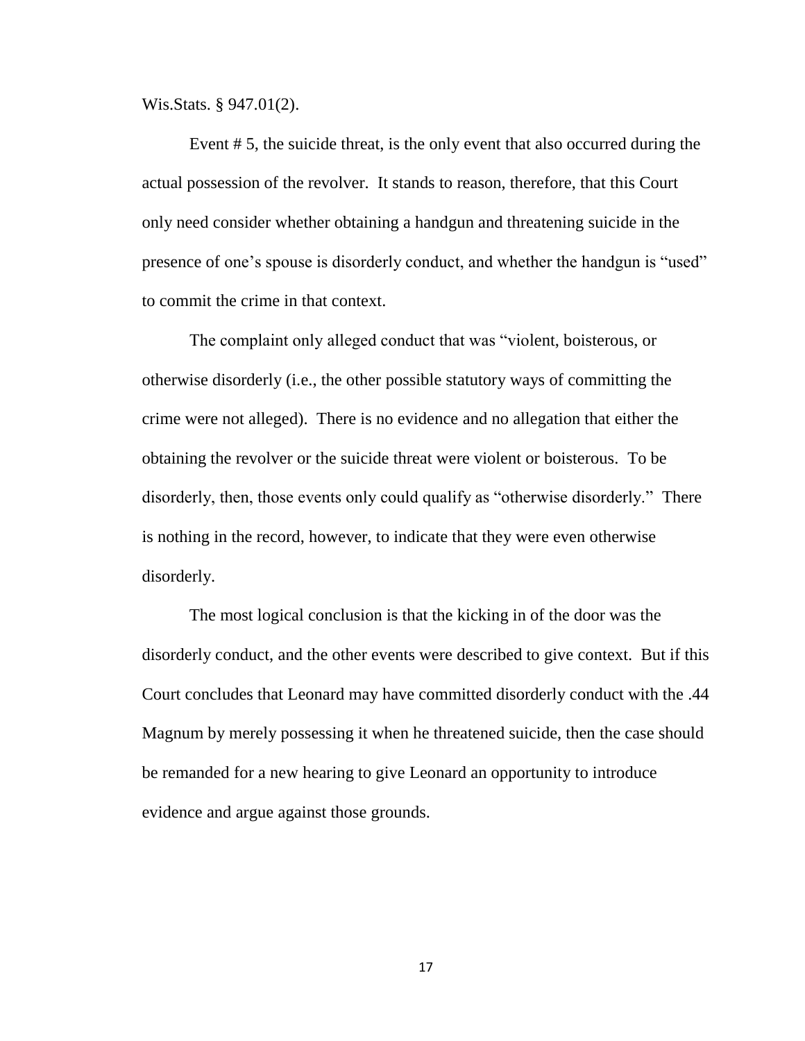Wis.Stats. § 947.01(2).

Event # 5, the suicide threat, is the only event that also occurred during the actual possession of the revolver. It stands to reason, therefore, that this Court only need consider whether obtaining a handgun and threatening suicide in the presence of one's spouse is disorderly conduct, and whether the handgun is "used" to commit the crime in that context.

The complaint only alleged conduct that was "violent, boisterous, or otherwise disorderly (i.e., the other possible statutory ways of committing the crime were not alleged). There is no evidence and no allegation that either the obtaining the revolver or the suicide threat were violent or boisterous. To be disorderly, then, those events only could qualify as "otherwise disorderly." There is nothing in the record, however, to indicate that they were even otherwise disorderly.

The most logical conclusion is that the kicking in of the door was the disorderly conduct, and the other events were described to give context. But if this Court concludes that Leonard may have committed disorderly conduct with the .44 Magnum by merely possessing it when he threatened suicide, then the case should be remanded for a new hearing to give Leonard an opportunity to introduce evidence and argue against those grounds.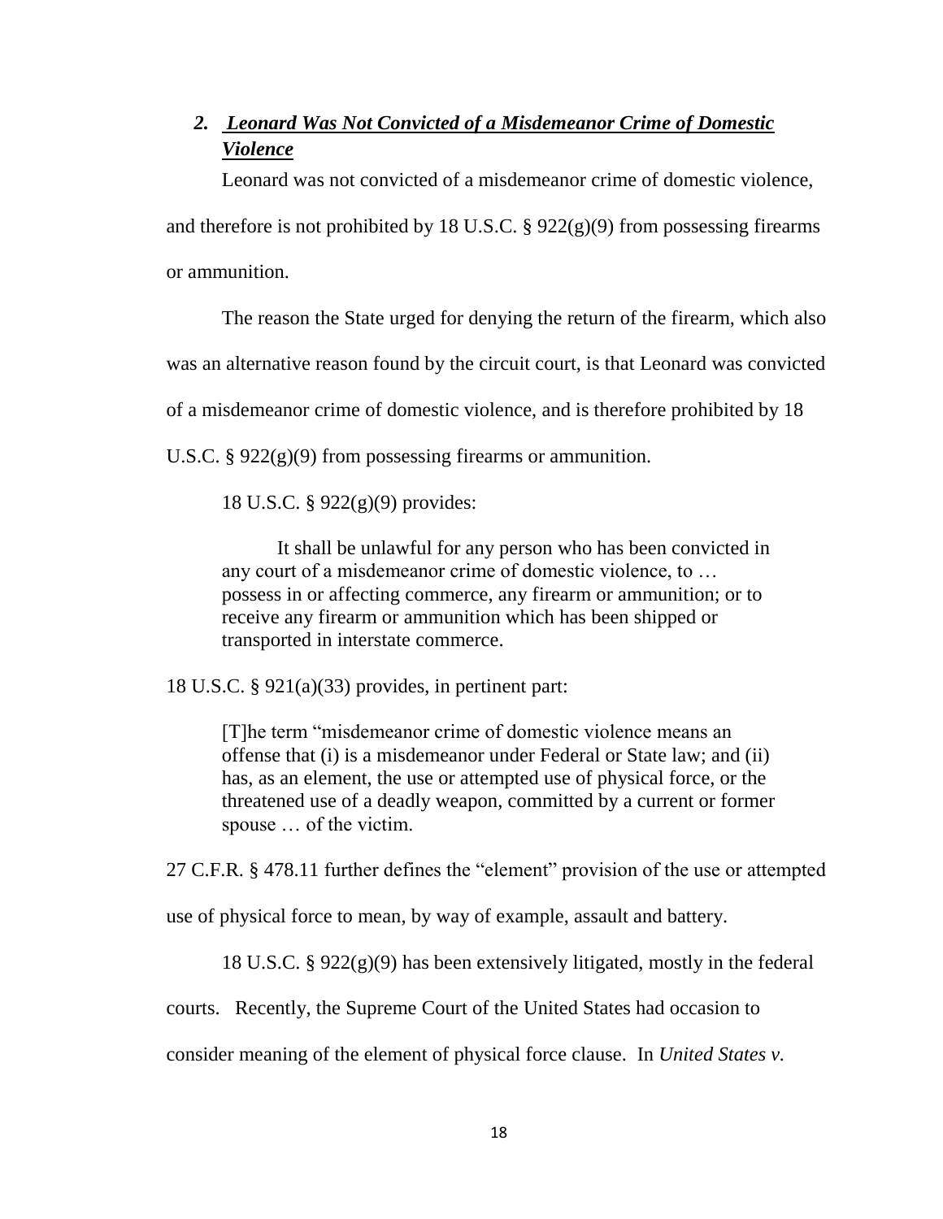## *2. Leonard Was Not Convicted of a Misdemeanor Crime of Domestic Violence*

Leonard was not convicted of a misdemeanor crime of domestic violence, and therefore is not prohibited by 18 U.S.C. § 922(g)(9) from possessing firearms or ammunition.

The reason the State urged for denying the return of the firearm, which also was an alternative reason found by the circuit court, is that Leonard was convicted of a misdemeanor crime of domestic violence, and is therefore prohibited by 18 U.S.C. § 922(g)(9) from possessing firearms or ammunition.

18 U.S.C. § 922(g)(9) provides:

> It shall be unlawful for any person who has been convicted in any court of a misdemeanor crime of domestic violence, to … possess in or affecting commerce, any firearm or ammunition; or to receive any firearm or ammunition which has been shipped or transported in interstate commerce.

18 U.S.C. § 921(a)(33) provides, in pertinent part:

> [T]he term "misdemeanor crime of domestic violence means an offense that (i) is a misdemeanor under Federal or State law; and (ii) has, as an element, the use or attempted use of physical force, or the threatened use of a deadly weapon, committed by a current or former spouse … of the victim.

27 C.F.R. § 478.11 further defines the "element" provision of the use or attempted use of physical force to mean, by way of example, assault and battery.

18 U.S.C. § 922(g)(9) has been extensively litigated, mostly in the federal courts. Recently, the Supreme Court of the United States had occasion to consider meaning of the element of physical force clause. In *United States v.*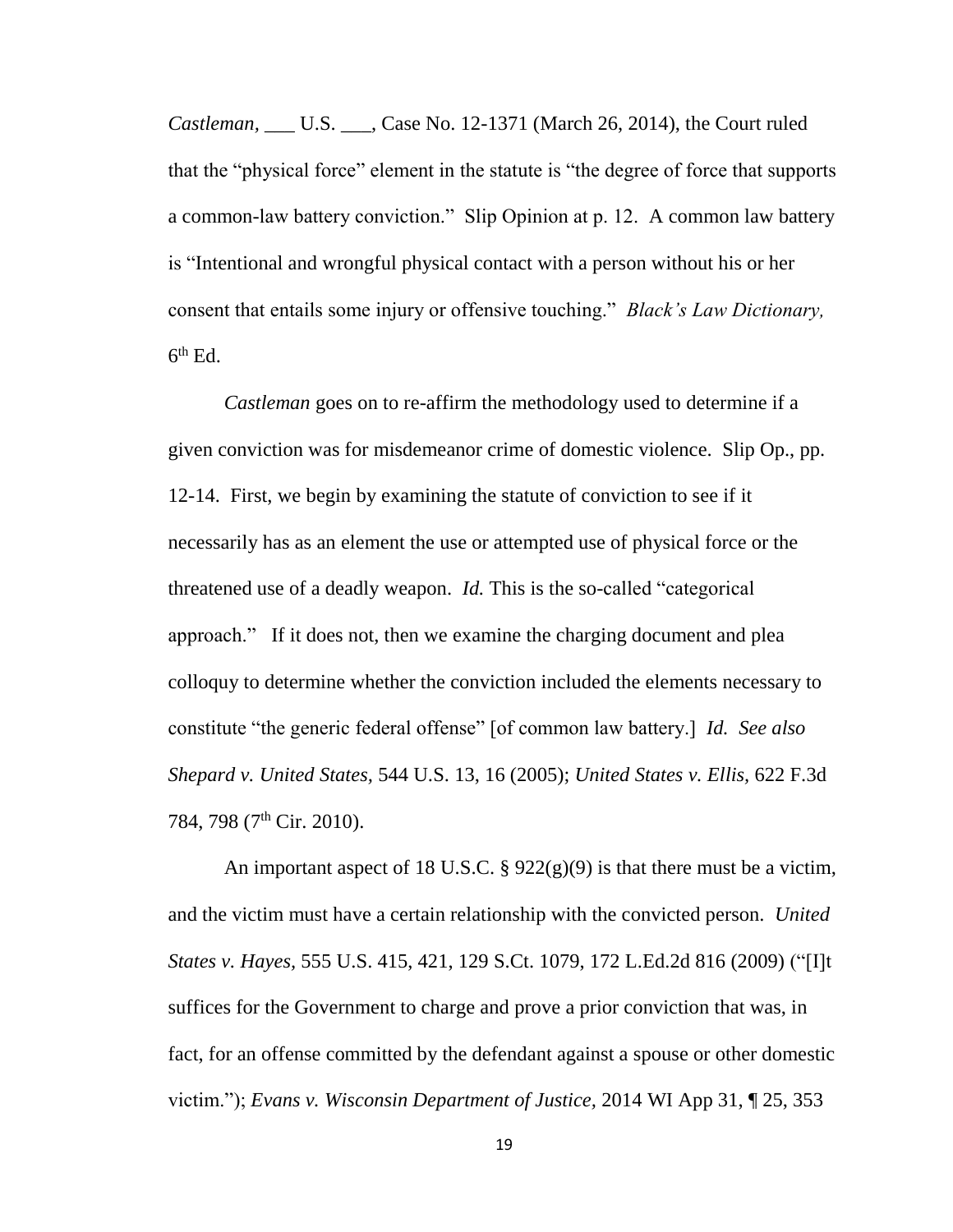*Castleman*, ___ U.S. ___, Case No. 12-1371 (March 26, 2014), the Court ruled that the "physical force" element in the statute is "the degree of force that supports a common-law battery conviction." Slip Opinion at p. 12. A common law battery is "Intentional and wrongful physical contact with a person without his or her consent that entails some injury or offensive touching." *Black's Law Dictionary,* 6th Ed.

*Castleman* goes on to re-affirm the methodology used to determine if a given conviction was for misdemeanor crime of domestic violence. Slip Op., pp. 12-14. First, we begin by examining the statute of conviction to see if it necessarily has as an element the use or attempted use of physical force or the threatened use of a deadly weapon. *Id.* This is the so-called "categorical approach." If it does not, then we examine the charging document and plea colloquy to determine whether the conviction included the elements necessary to constitute "the generic federal offense" [of common law battery.] *Id. See also Shepard v. United States,* 544 U.S. 13, 16 (2005); *United States v. Ellis,* 622 F.3d 784, 798 (7th Cir. 2010).

An important aspect of 18 U.S.C. § 922(g)(9) is that there must be a victim, and the victim must have a certain relationship with the convicted person. *United States v. Hayes,* 555 U.S. 415, 421, 129 S.Ct. 1079, 172 L.Ed.2d 816 (2009) ("[I]t suffices for the Government to charge and prove a prior conviction that was, in fact, for an offense committed by the defendant against a spouse or other domestic victim."); *Evans v. Wisconsin Department of Justice,* 2014 WI App 31, ¶ 25, 353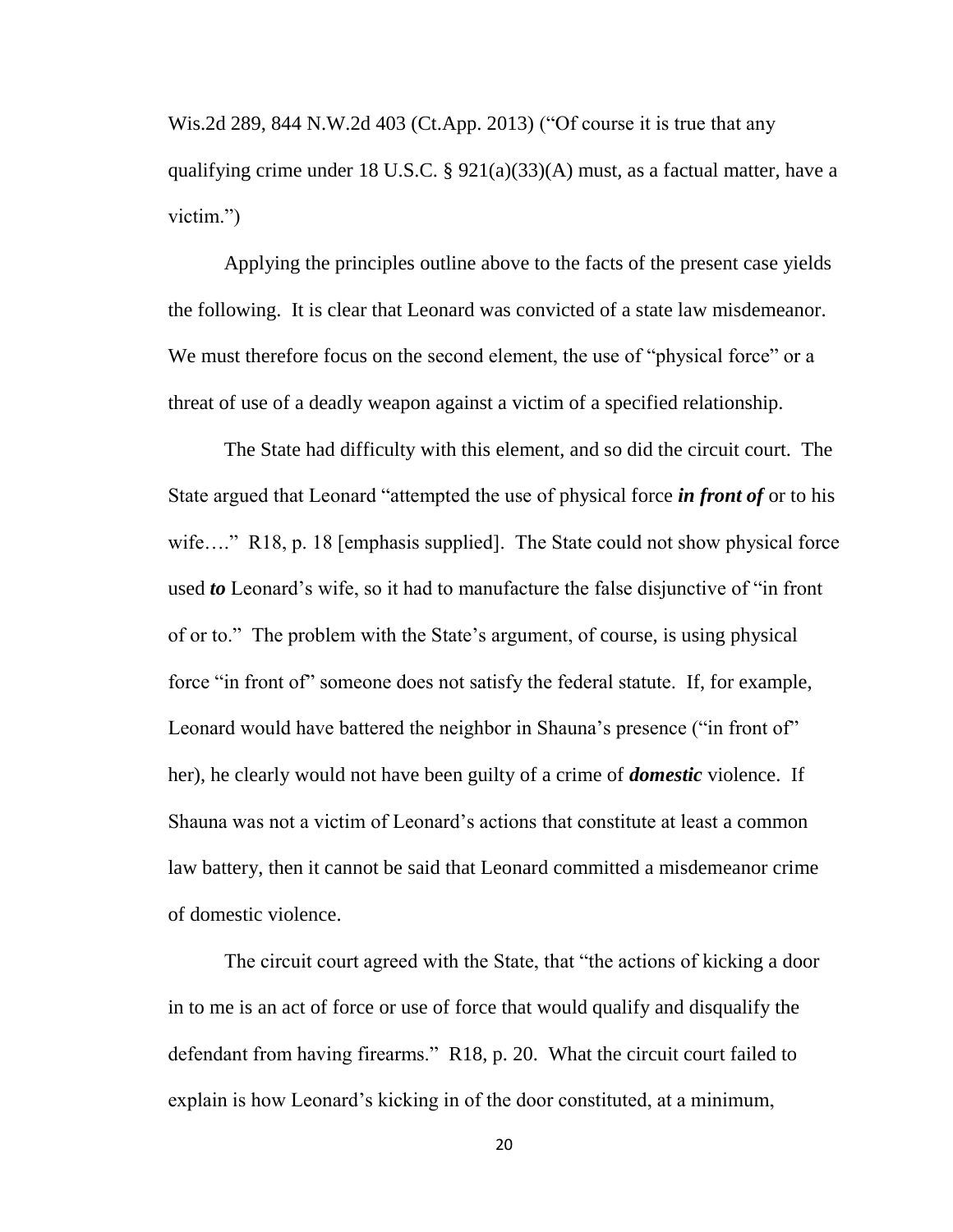Wis.2d 289, 844 N.W.2d 403 (Ct.App. 2013) ("Of course it is true that any qualifying crime under 18 U.S.C. § 921(a)(33)(A) must, as a factual matter, have a victim.")

Applying the principles outline above to the facts of the present case yields the following. It is clear that Leonard was convicted of a state law misdemeanor. We must therefore focus on the second element, the use of "physical force" or a threat of use of a deadly weapon against a victim of a specified relationship.

The State had difficulty with this element, and so did the circuit court. The State argued that Leonard "attempted the use of physical force ***in front of*** or to his wife…." R18, p. 18 [emphasis supplied]. The State could not show physical force used ***to*** Leonard's wife, so it had to manufacture the false disjunctive of "in front of or to." The problem with the State's argument, of course, is using physical force "in front of" someone does not satisfy the federal statute. If, for example, Leonard would have battered the neighbor in Shauna's presence ("in front of" her), he clearly would not have been guilty of a crime of ***domestic*** violence. If Shauna was not a victim of Leonard's actions that constitute at least a common law battery, then it cannot be said that Leonard committed a misdemeanor crime of domestic violence.

The circuit court agreed with the State, that "the actions of kicking a door in to me is an act of force or use of force that would qualify and disqualify the defendant from having firearms." R18, p. 20. What the circuit court failed to explain is how Leonard's kicking in of the door constituted, at a minimum,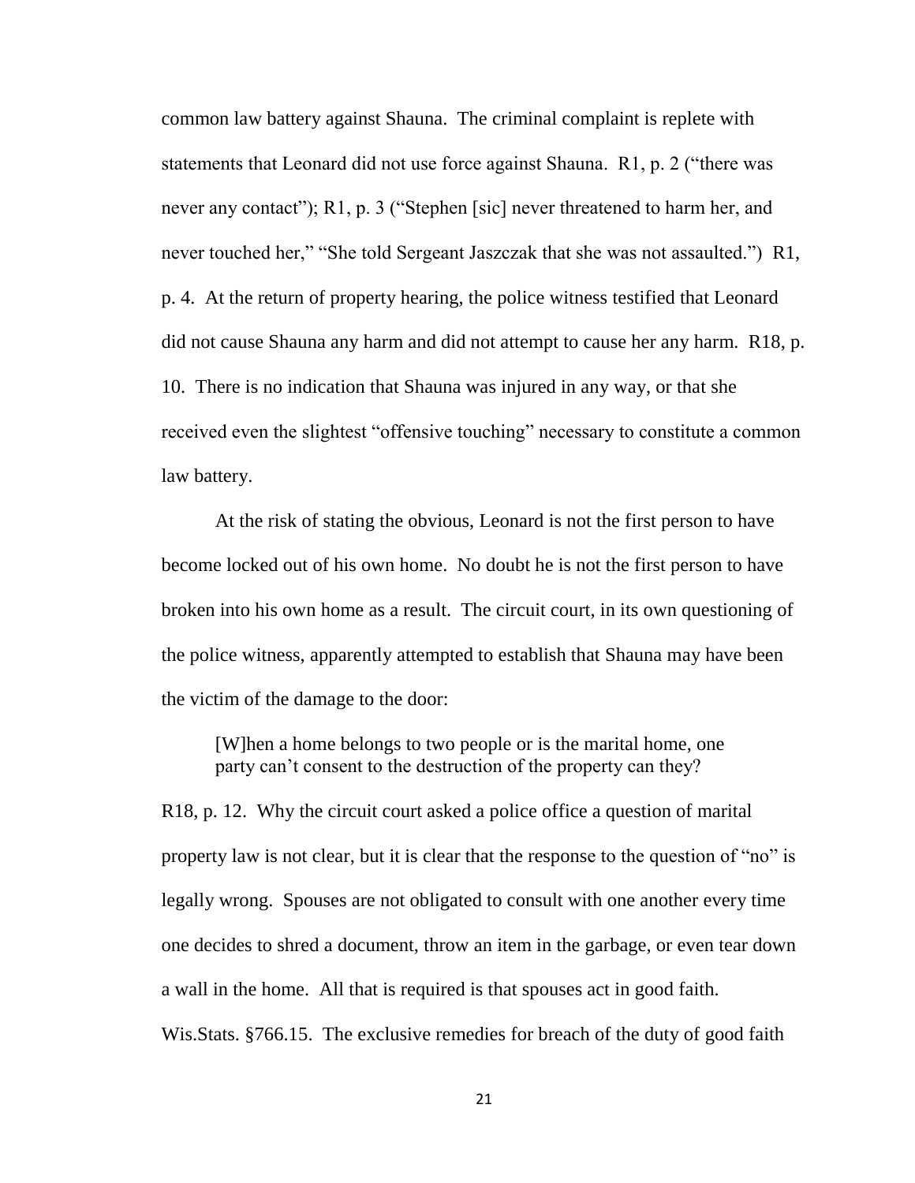common law battery against Shauna. The criminal complaint is replete with statements that Leonard did not use force against Shauna. R1, p. 2 ("there was never any contact"); R1, p. 3 ("Stephen [sic] never threatened to harm her, and never touched her," "She told Sergeant Jaszczak that she was not assaulted.") R1, p. 4. At the return of property hearing, the police witness testified that Leonard did not cause Shauna any harm and did not attempt to cause her any harm. R18, p. 10. There is no indication that Shauna was injured in any way, or that she received even the slightest "offensive touching" necessary to constitute a common law battery.

At the risk of stating the obvious, Leonard is not the first person to have become locked out of his own home. No doubt he is not the first person to have broken into his own home as a result. The circuit court, in its own questioning of the police witness, apparently attempted to establish that Shauna may have been the victim of the damage to the door:

> [W]hen a home belongs to two people or is the marital home, one party can't consent to the destruction of the property can they?

R18, p. 12. Why the circuit court asked a police office a question of marital property law is not clear, but it is clear that the response to the question of "no" is legally wrong. Spouses are not obligated to consult with one another every time one decides to shred a document, throw an item in the garbage, or even tear down a wall in the home. All that is required is that spouses act in good faith. Wis.Stats. §766.15. The exclusive remedies for breach of the duty of good faith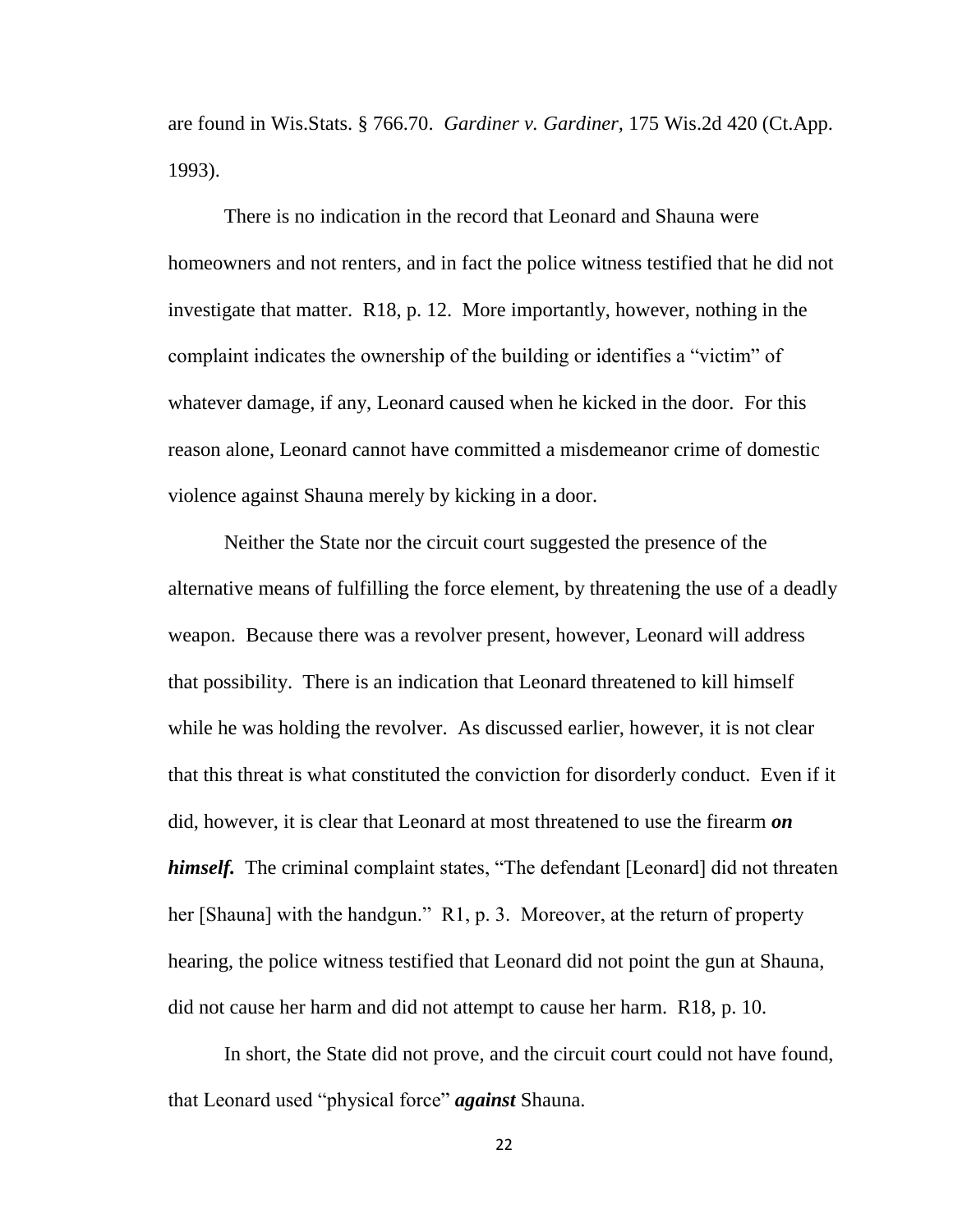are found in Wis.Stats. § 766.70. *Gardiner v. Gardiner*, 175 Wis.2d 420 (Ct.App. 1993).

There is no indication in the record that Leonard and Shauna were homeowners and not renters, and in fact the police witness testified that he did not investigate that matter. R18, p. 12. More importantly, however, nothing in the complaint indicates the ownership of the building or identifies a "victim" of whatever damage, if any, Leonard caused when he kicked in the door. For this reason alone, Leonard cannot have committed a misdemeanor crime of domestic violence against Shauna merely by kicking in a door.

Neither the State nor the circuit court suggested the presence of the alternative means of fulfilling the force element, by threatening the use of a deadly weapon. Because there was a revolver present, however, Leonard will address that possibility. There is an indication that Leonard threatened to kill himself while he was holding the revolver. As discussed earlier, however, it is not clear that this threat is what constituted the conviction for disorderly conduct. Even if it did, however, it is clear that Leonard at most threatened to use the firearm ***on himself.*** The criminal complaint states, "The defendant [Leonard] did not threaten her [Shauna] with the handgun." R1, p. 3. Moreover, at the return of property hearing, the police witness testified that Leonard did not point the gun at Shauna, did not cause her harm and did not attempt to cause her harm. R18, p. 10.

In short, the State did not prove, and the circuit court could not have found, that Leonard used "physical force" ***against*** Shauna.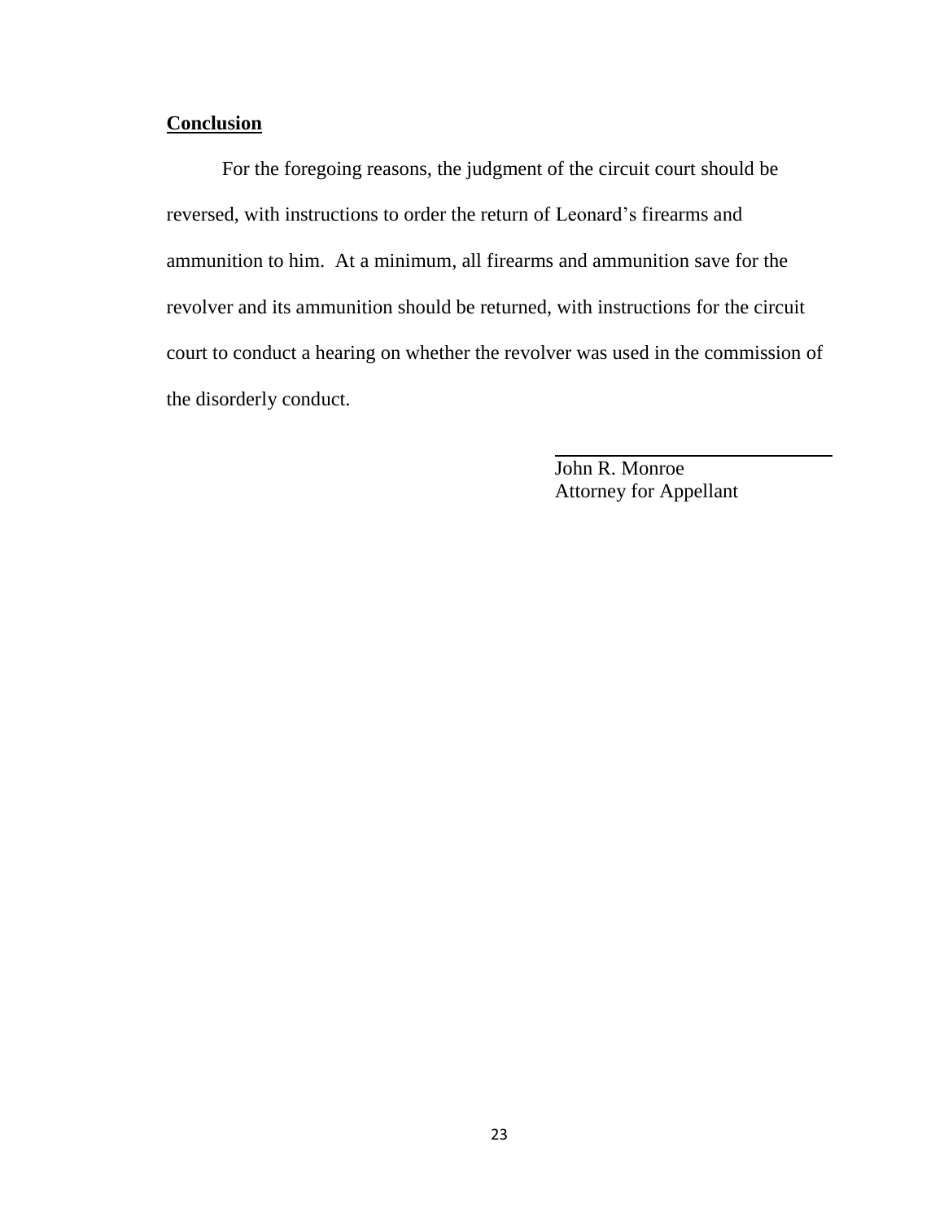**Conclusion**

For the foregoing reasons, the judgment of the circuit court should be reversed, with instructions to order the return of Leonard's firearms and ammunition to him. At a minimum, all firearms and ammunition save for the revolver and its ammunition should be returned, with instructions for the circuit court to conduct a hearing on whether the revolver was used in the commission of the disorderly conduct.

John R. Monroe
Attorney for Appellant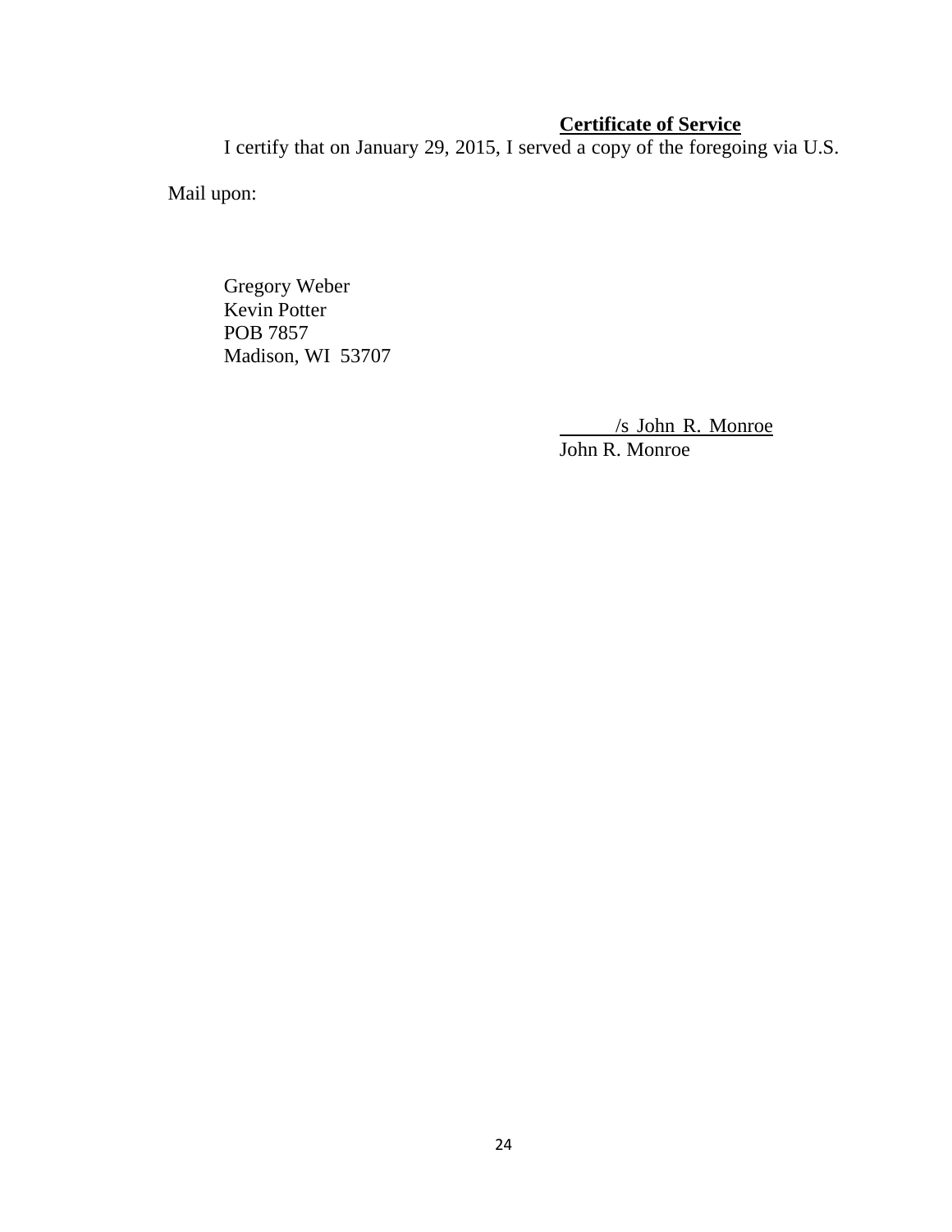**Certificate of Service**

I certify that on January 29, 2015, I served a copy of the foregoing via U.S. Mail upon:

Gregory Weber
Kevin Potter
POB 7857
Madison, WI 53707

/s John R. Monroe
John R. Monroe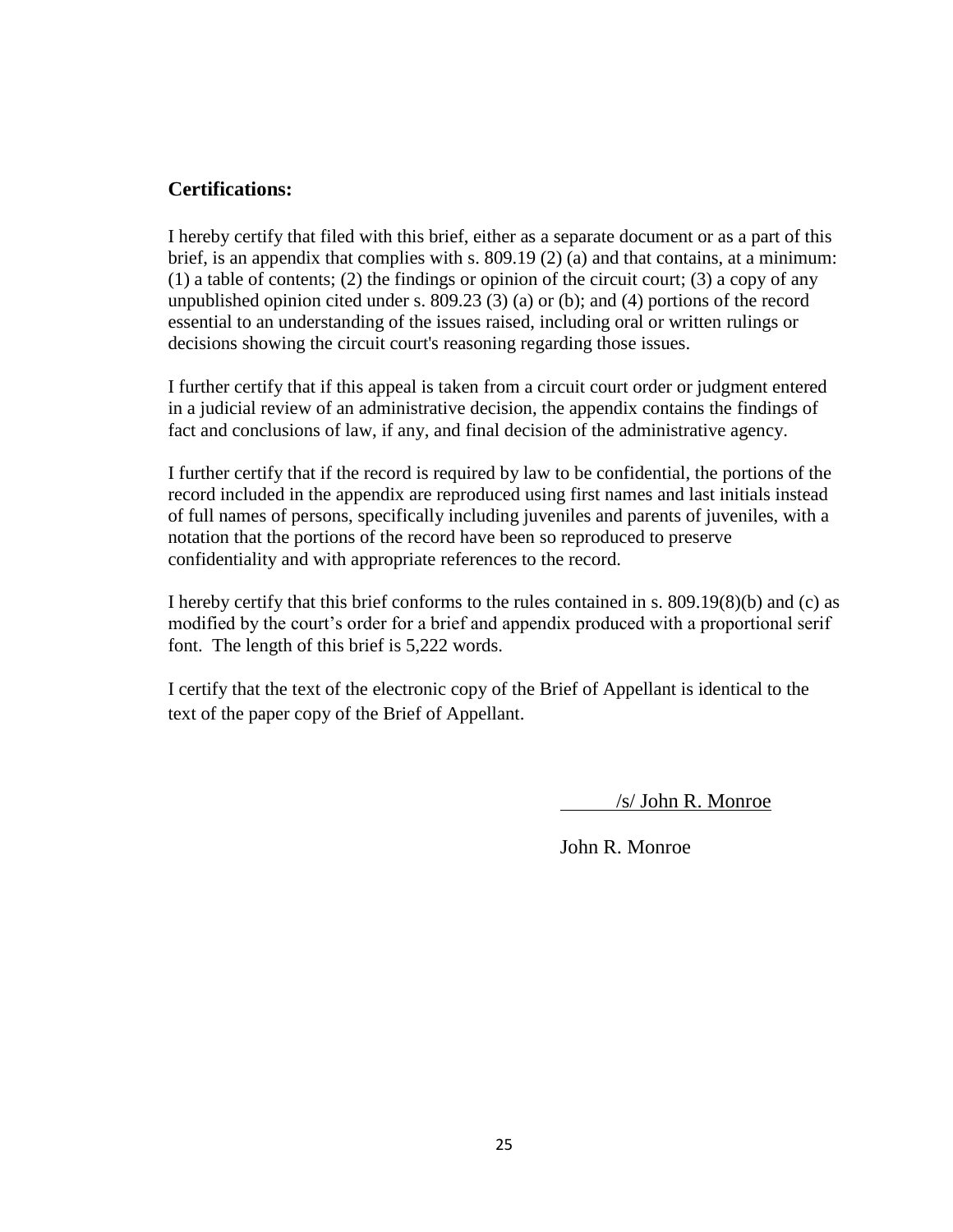**Certifications:**

I hereby certify that filed with this brief, either as a separate document or as a part of this brief, is an appendix that complies with s. 809.19 (2) (a) and that contains, at a minimum: (1) a table of contents; (2) the findings or opinion of the circuit court; (3) a copy of any unpublished opinion cited under s. 809.23 (3) (a) or (b); and (4) portions of the record essential to an understanding of the issues raised, including oral or written rulings or decisions showing the circuit court's reasoning regarding those issues.

I further certify that if this appeal is taken from a circuit court order or judgment entered in a judicial review of an administrative decision, the appendix contains the findings of fact and conclusions of law, if any, and final decision of the administrative agency.

I further certify that if the record is required by law to be confidential, the portions of the record included in the appendix are reproduced using first names and last initials instead of full names of persons, specifically including juveniles and parents of juveniles, with a notation that the portions of the record have been so reproduced to preserve confidentiality and with appropriate references to the record.

I hereby certify that this brief conforms to the rules contained in s. 809.19(8)(b) and (c) as modified by the court's order for a brief and appendix produced with a proportional serif font. The length of this brief is 5,222 words.

I certify that the text of the electronic copy of the Brief of Appellant is identical to the text of the paper copy of the Brief of Appellant.

/s/ John R. Monroe

John R. Monroe